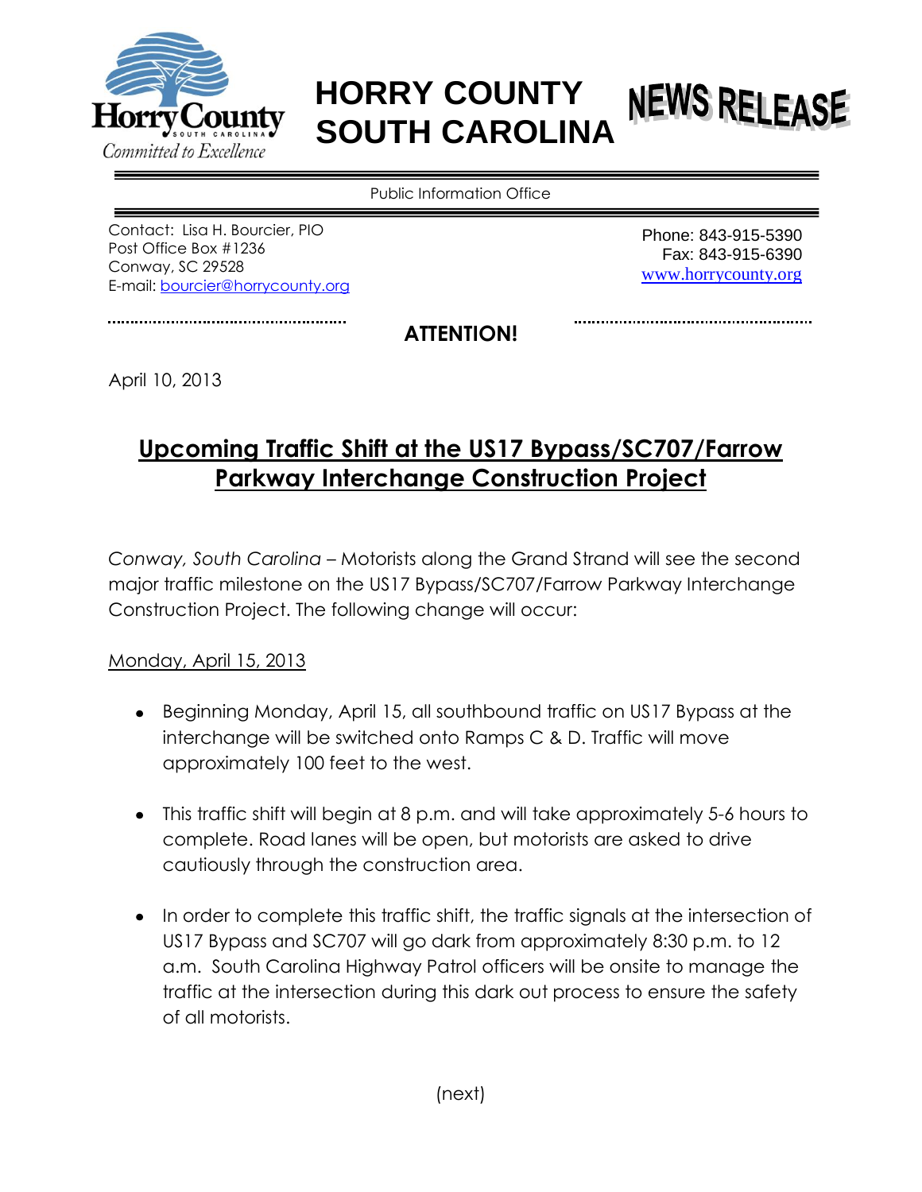HorryCounty
SOUTH CAROLINA
*Committed to Excellence*

# HORRY COUNTY SOUTH CAROLINA

# NEWS RELEASE

Public Information Office

Contact: Lisa H. Bourcier, PIO
Post Office Box #1236
Conway, SC 29528
E-mail: bourcier@horrycounty.org

Phone: 843-915-5390
Fax: 843-915-6390
www.horrycounty.org

**ATTENTION!**

April 10, 2013

## Upcoming Traffic Shift at the US17 Bypass/SC707/Farrow Parkway Interchange Construction Project

*Conway, South Carolina* – Motorists along the Grand Strand will see the second major traffic milestone on the US17 Bypass/SC707/Farrow Parkway Interchange Construction Project. The following change will occur:

Monday, April 15, 2013

- Beginning Monday, April 15, all southbound traffic on US17 Bypass at the interchange will be switched onto Ramps C & D. Traffic will move approximately 100 feet to the west.
- This traffic shift will begin at 8 p.m. and will take approximately 5-6 hours to complete. Road lanes will be open, but motorists are asked to drive cautiously through the construction area.
- In order to complete this traffic shift, the traffic signals at the intersection of US17 Bypass and SC707 will go dark from approximately 8:30 p.m. to 12 a.m. South Carolina Highway Patrol officers will be onsite to manage the traffic at the intersection during this dark out process to ensure the safety of all motorists.

(next)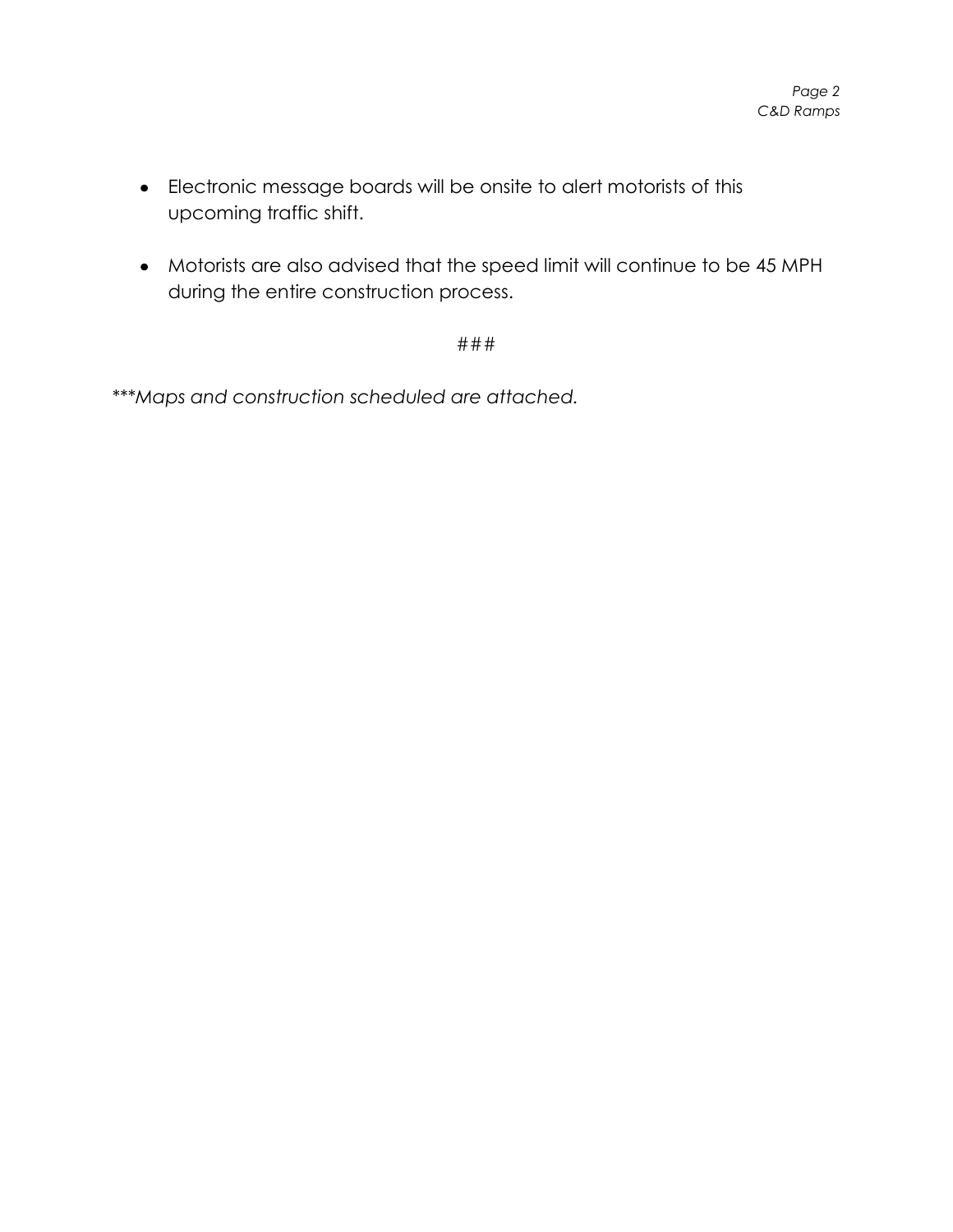- Electronic message boards will be onsite to alert motorists of this upcoming traffic shift.

- Motorists are also advised that the speed limit will continue to be 45 MPH during the entire construction process.

###

****Maps and construction scheduled are attached.*